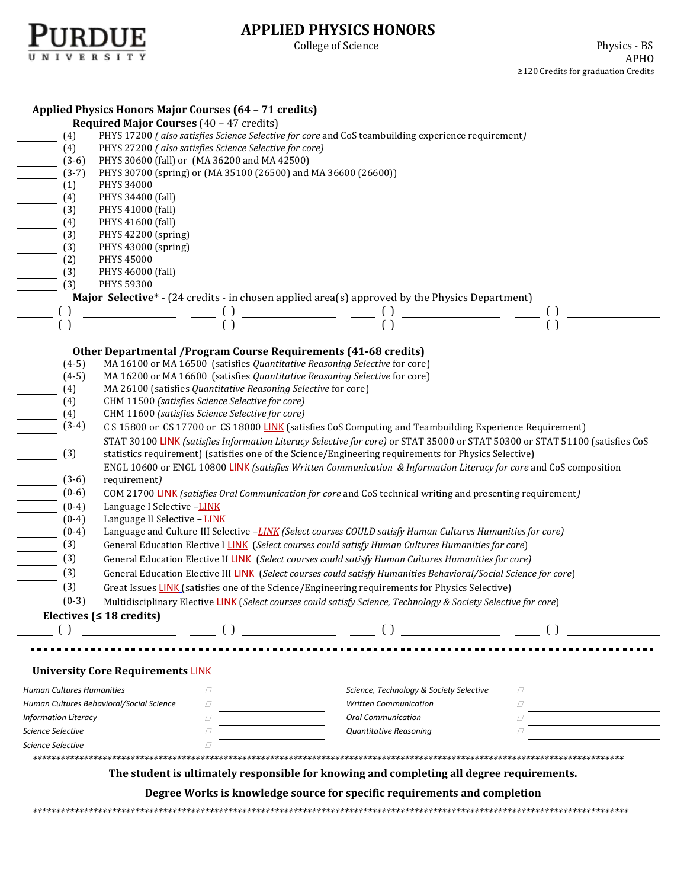# APPLIED PHYSICS HONORS

College of Science

Physics - BS
APHO
≥120 Credits for graduation Credits

## Applied Physics Honors Major Courses (64 – 71 credits)

### Required Major Courses (40 – 47 credits)

- ______ (4) PHYS 17200 *( also satisfies Science Selective for core* and CoS teambuilding experience requirement*)*
- ______ (4) PHYS 27200 *( also satisfies Science Selective for core)*
- ______ (3-6) PHYS 30600 (fall) or (MA 36200 and MA 42500)
- ______ (3-7) PHYS 30700 (spring) or (MA 35100 (26500) and MA 36600 (26600))
- ______ (1) PHYS 34000
- ______ (4) PHYS 34400 (fall)
- ______ (3) PHYS 41000 (fall)
- ______ (4) PHYS 41600 (fall)
- ______ (3) PHYS 42200 (spring)
- ______ (3) PHYS 43000 (spring)
- ______ (2) PHYS 45000
- ______ (3) PHYS 46000 (fall)
- ______ (3) PHYS 59300

### Major Selective* - (24 credits - in chosen applied area(s) approved by the Physics Department)

______ ( ) ______________ ______ ( ) ______________ ______ ( ) ______________ ______ ( ) ______________
______ ( ) ______________ ______ ( ) ______________ ______ ( ) ______________ ______ ( ) ______________

### Other Departmental /Program Course Requirements (41-68 credits)

- ______ (4-5) MA 16100 or MA 16500 (satisfies *Quantitative Reasoning Selective* for core)
- ______ (4-5) MA 16200 or MA 16600 (satisfies *Quantitative Reasoning Selective* for core)
- ______ (4) MA 26100 (satisfies *Quantitative Reasoning Selective* for core)
- ______ (4) CHM 11500 *(satisfies Science Selective for core)*
- ______ (4) CHM 11600 *(satisfies Science Selective for core)*
- ______ (3-4) C S 15800 or CS 17700 or CS 18000 LINK (satisfies CoS Computing and Teambuilding Experience Requirement)
- ______ (3) STAT 30100 LINK *(satisfies Information Literacy Selective for core)* or STAT 35000 or STAT 50300 or STAT 51100 (satisfies CoS statistics requirement) (satisfies one of the Science/Engineering requirements for Physics Selective)
- ______ (3-6) ENGL 10600 or ENGL 10800 LINK *(satisfies Written Communication & Information Literacy for core* and CoS composition requirement*)*
- ______ (0-6) COM 21700 LINK *(satisfies Oral Communication for core* and CoS technical writing and presenting requirement*)*
- ______ (0-4) Language I Selective –LINK
- ______ (0-4) Language II Selective – LINK
- ______ (0-4) Language and Culture III Selective –*LINK (Select courses COULD satisfy Human Cultures Humanities for core)*
- ______ (3) General Education Elective I LINK (*Select courses could satisfy Human Cultures Humanities for core*)
- ______ (3) General Education Elective II LINK (*Select courses could satisfy Human Cultures Humanities for core)*
- ______ (3) General Education Elective III LINK (*Select courses could satisfy Humanities Behavioral/Social Science for core*)
- ______ (3) Great Issues LINK (satisfies one of the Science/Engineering requirements for Physics Selective)
- ______ (0-3) Multidisciplinary Elective LINK (*Select courses could satisfy Science, Technology & Society Selective for core*)

### Electives (≤ 18 credits)

______ ( ) ______________ ______ ( ) ______________ ______ ( ) ______________ ______ ( ) ______________

---

## University Core Requirements LINK

| | | | |
|---|---|---|---|
| *Human Cultures Humanities* | ☐ ______________ | *Science, Technology & Society Selective* | ☐ ______________ |
| *Human Cultures Behavioral/Social Science* | ☐ ______________ | *Written Communication* | ☐ ______________ |
| *Information Literacy* | ☐ ______________ | *Oral Communication* | ☐ ______________ |
| *Science Selective* | ☐ ______________ | *Quantitative Reasoning* | ☐ ______________ |
| *Science Selective* | ☐ ______________ | | |

**The student is ultimately responsible for knowing and completing all degree requirements.**

**Degree Works is knowledge source for specific requirements and completion**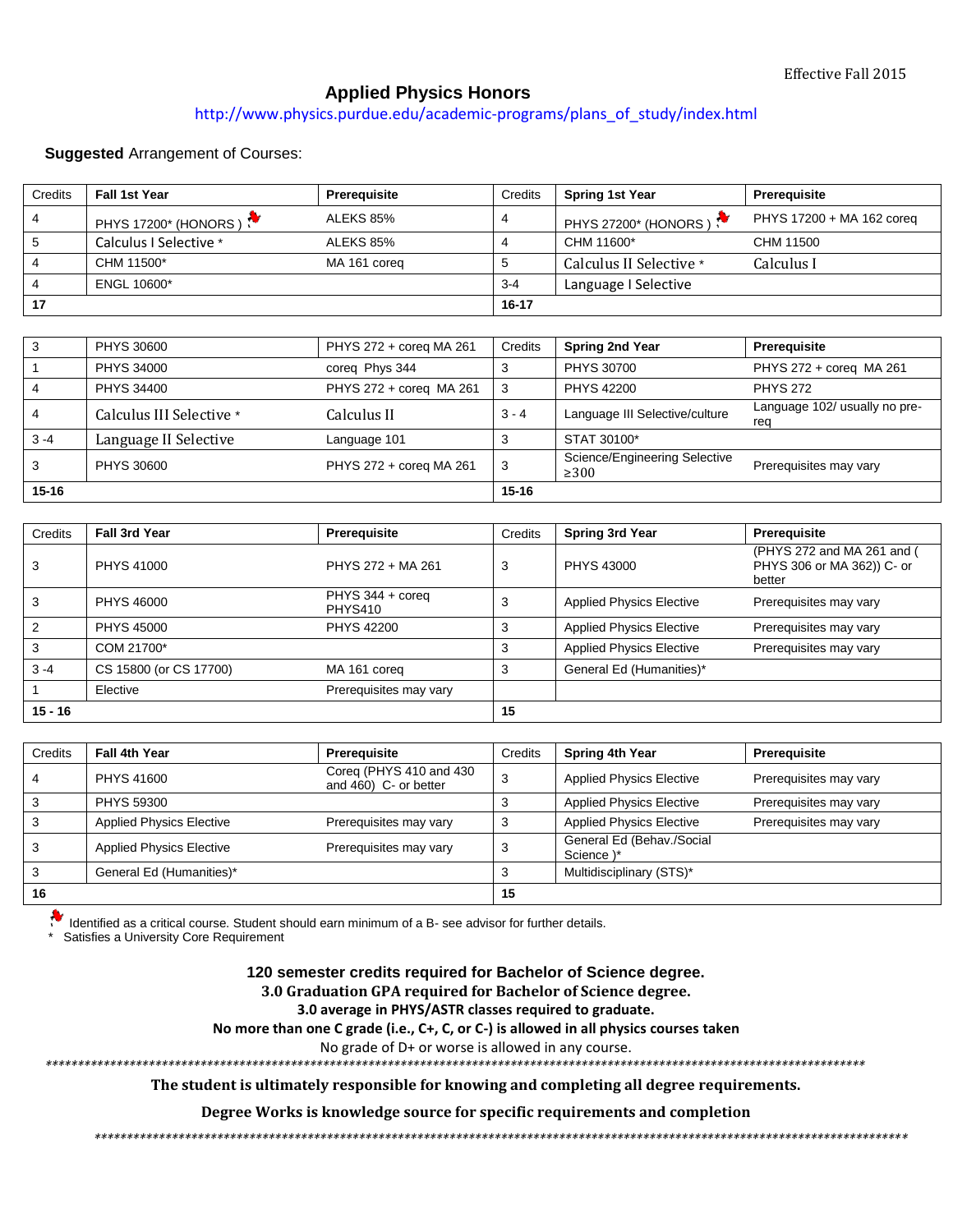Effective Fall 2015

# Applied Physics Honors

http://www.physics.purdue.edu/academic-programs/plans_of_study/index.html

**Suggested** Arrangement of Courses:

| Credits | Fall 1st Year | Prerequisite | Credits | Spring 1st Year | Prerequisite |
|---|---|---|---|---|---|
| 4 | PHYS 17200* (HONORS ) 🍁 | ALEKS 85% | 4 | PHYS 27200* (HONORS ) 🍁 | PHYS 17200 + MA 162 coreq |
| 5 | Calculus I Selective * | ALEKS 85% | 4 | CHM 11600* | CHM 11500 |
| 4 | CHM 11500* | MA 161 coreq | 5 | Calculus II Selective * | Calculus I |
| 4 | ENGL 10600* | | 3-4 | Language I Selective | |
| **17** | | | **16-17** | | |

| | | | | | |
|---|---|---|---|---|---|
| 3 | PHYS 30600 | PHYS 272 + coreq MA 261 | Credits | **Spring 2nd Year** | **Prerequisite** |
| 1 | PHYS 34000 | coreq Phys 344 | 3 | PHYS 30700 | PHYS 272 + coreq MA 261 |
| 4 | PHYS 34400 | PHYS 272 + coreq MA 261 | 3 | PHYS 42200 | PHYS 272 |
| 4 | Calculus III Selective * | Calculus II | 3 - 4 | Language III Selective/culture | Language 102/ usually no pre-req |
| 3 -4 | Language II Selective | Language 101 | 3 | STAT 30100* | |
| 3 | PHYS 30600 | PHYS 272 + coreq MA 261 | 3 | Science/Engineering Selective ≥300 | Prerequisites may vary |
| **15-16** | | | **15-16** | | |

| Credits | Fall 3rd Year | Prerequisite | Credits | Spring 3rd Year | Prerequisite |
|---|---|---|---|---|---|
| 3 | PHYS 41000 | PHYS 272 + MA 261 | 3 | PHYS 43000 | (PHYS 272 and MA 261 and ( PHYS 306 or MA 362)) C- or better |
| 3 | PHYS 46000 | PHYS 344 + coreq PHYS410 | 3 | Applied Physics Elective | Prerequisites may vary |
| 2 | PHYS 45000 | PHYS 42200 | 3 | Applied Physics Elective | Prerequisites may vary |
| 3 | COM 21700* | | 3 | Applied Physics Elective | Prerequisites may vary |
| 3 -4 | CS 15800 (or CS 17700) | MA 161 coreq | 3 | General Ed (Humanities)* | |
| 1 | Elective | Prerequisites may vary | | | |
| **15 - 16** | | | **15** | | |

| Credits | Fall 4th Year | Prerequisite | Credits | Spring 4th Year | Prerequisite |
|---|---|---|---|---|---|
| 4 | PHYS 41600 | Coreq (PHYS 410 and 430 and 460) C- or better | 3 | Applied Physics Elective | Prerequisites may vary |
| 3 | PHYS 59300 | | 3 | Applied Physics Elective | Prerequisites may vary |
| 3 | Applied Physics Elective | Prerequisites may vary | 3 | Applied Physics Elective | Prerequisites may vary |
| 3 | Applied Physics Elective | Prerequisites may vary | 3 | General Ed (Behav./Social Science )* | |
| 3 | General Ed (Humanities)* | | 3 | Multidisciplinary (STS)* | |
| **16** | | | **15** | | |

🍁 Identified as a critical course. Student should earn minimum of a B- see advisor for further details.
\* Satisfies a University Core Requirement

**120 semester credits required for Bachelor of Science degree.**
**3.0 Graduation GPA required for Bachelor of Science degree.**
**3.0 average in PHYS/ASTR classes required to graduate.**
**No more than one C grade (i.e., C+, C, or C-) is allowed in all physics courses taken**
No grade of D+ or worse is allowed in any course.

**The student is ultimately responsible for knowing and completing all degree requirements.**

**Degree Works is knowledge source for specific requirements and completion**